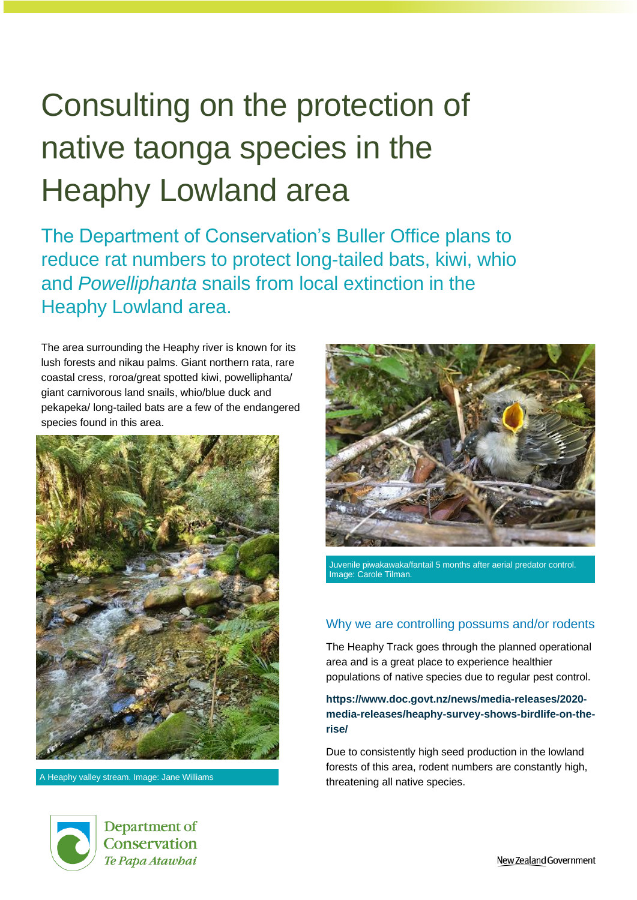# Consulting on the protection of native taonga species in the Heaphy Lowland area

## The Department of Conservation's Buller Office plans to reduce rat numbers to protect long-tailed bats, kiwi, whio and *Powelliphanta* snails from local extinction in the Heaphy Lowland area.

The area surrounding the Heaphy river is known for its lush forests and nikau palms. Giant northern rata, rare coastal cress, roroa/great spotted kiwi, powelliphanta/ giant carnivorous land snails, whio/blue duck and pekapeka/ long-tailed bats are a few of the endangered species found in this area.

A Heaphy valley stream. Image: Jane Williams

Juvenile piwakawaka/fantail 5 months after aerial predator control. Image: Carole Tilman.

### Why we are controlling possums and/or rodents

The Heaphy Track goes through the planned operational area and is a great place to experience healthier populations of native species due to regular pest control.

**https://www.doc.govt.nz/news/media-releases/2020-media-releases/heaphy-survey-shows-birdlife-on-the-rise/**

Due to consistently high seed production in the lowland forests of this area, rodent numbers are constantly high, threatening all native species.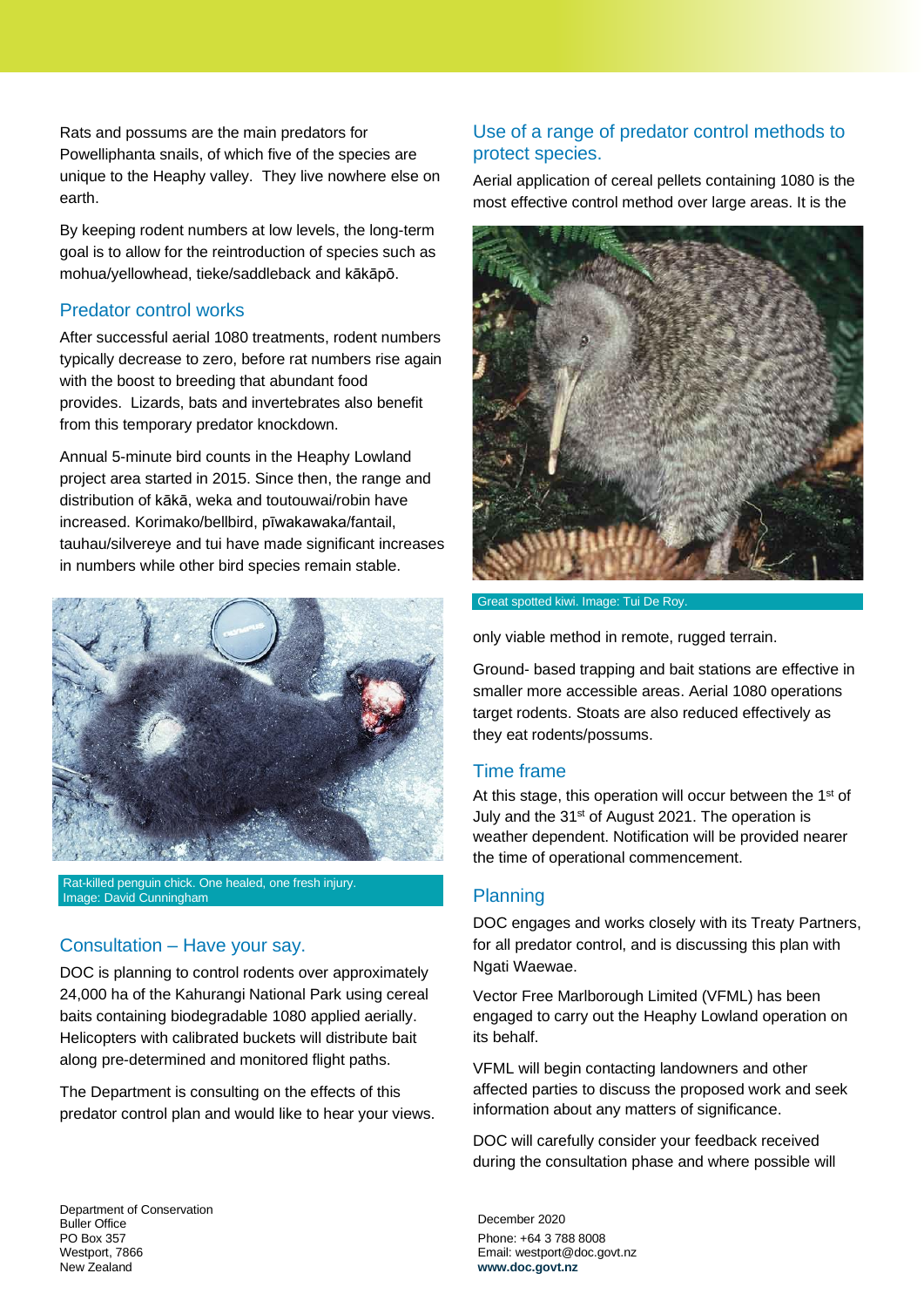Rats and possums are the main predators for Powelliphanta snails, of which five of the species are unique to the Heaphy valley. They live nowhere else on earth.

By keeping rodent numbers at low levels, the long-term goal is to allow for the reintroduction of species such as mohua/yellowhead, tieke/saddleback and kākāpō.

## Predator control works

After successful aerial 1080 treatments, rodent numbers typically decrease to zero, before rat numbers rise again with the boost to breeding that abundant food provides. Lizards, bats and invertebrates also benefit from this temporary predator knockdown.

Annual 5-minute bird counts in the Heaphy Lowland project area started in 2015. Since then, the range and distribution of kākā, weka and toutouwai/robin have increased. Korimako/bellbird, pīwakawaka/fantail, tauhau/silvereye and tui have made significant increases in numbers while other bird species remain stable.

Rat-killed penguin chick. One healed, one fresh injury. Image: David Cunningham

## Consultation – Have your say.

DOC is planning to control rodents over approximately 24,000 ha of the Kahurangi National Park using cereal baits containing biodegradable 1080 applied aerially. Helicopters with calibrated buckets will distribute bait along pre-determined and monitored flight paths.

The Department is consulting on the effects of this predator control plan and would like to hear your views.

## Use of a range of predator control methods to protect species.

Aerial application of cereal pellets containing 1080 is the most effective control method over large areas. It is the only viable method in remote, rugged terrain.

Great spotted kiwi. Image: Tui De Roy.

Ground- based trapping and bait stations are effective in smaller more accessible areas. Aerial 1080 operations target rodents. Stoats are also reduced effectively as they eat rodents/possums.

## Time frame

At this stage, this operation will occur between the 1st of July and the 31st of August 2021. The operation is weather dependent. Notification will be provided nearer the time of operational commencement.

## Planning

DOC engages and works closely with its Treaty Partners, for all predator control, and is discussing this plan with Ngati Waewae.

Vector Free Marlborough Limited (VFML) has been engaged to carry out the Heaphy Lowland operation on its behalf.

VFML will begin contacting landowners and other affected parties to discuss the proposed work and seek information about any matters of significance.

DOC will carefully consider your feedback received during the consultation phase and where possible will

Department of Conservation
Buller Office
PO Box 357
Westport, 7866
New Zealand

December 2020
Phone: +64 3 788 8008
Email: westport@doc.govt.nz
**www.doc.govt.nz**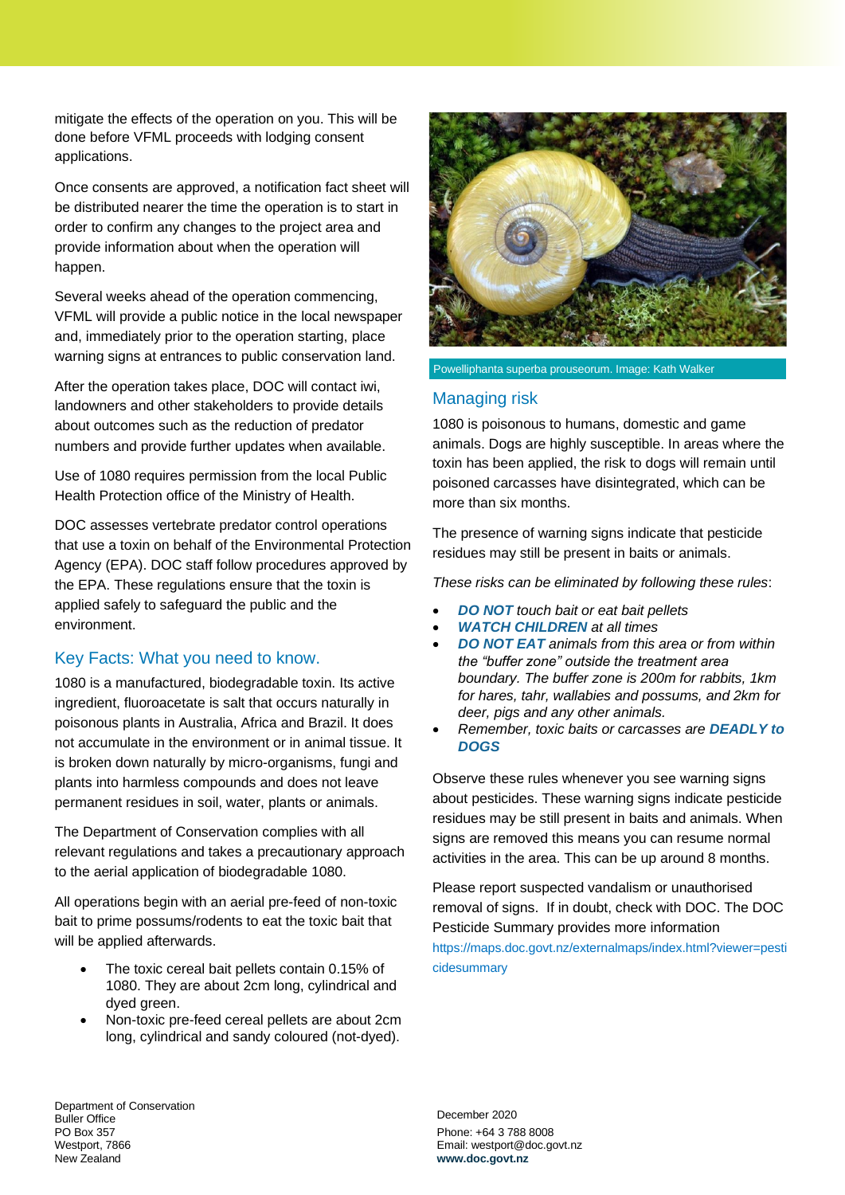mitigate the effects of the operation on you. This will be done before VFML proceeds with lodging consent applications.

Once consents are approved, a notification fact sheet will be distributed nearer the time the operation is to start in order to confirm any changes to the project area and provide information about when the operation will happen.

Several weeks ahead of the operation commencing, VFML will provide a public notice in the local newspaper and, immediately prior to the operation starting, place warning signs at entrances to public conservation land.

After the operation takes place, DOC will contact iwi, landowners and other stakeholders to provide details about outcomes such as the reduction of predator numbers and provide further updates when available.

Use of 1080 requires permission from the local Public Health Protection office of the Ministry of Health.

DOC assesses vertebrate predator control operations that use a toxin on behalf of the Environmental Protection Agency (EPA). DOC staff follow procedures approved by the EPA. These regulations ensure that the toxin is applied safely to safeguard the public and the environment.

## Key Facts: What you need to know.

1080 is a manufactured, biodegradable toxin. Its active ingredient, fluoroacetate is salt that occurs naturally in poisonous plants in Australia, Africa and Brazil. It does not accumulate in the environment or in animal tissue. It is broken down naturally by micro-organisms, fungi and plants into harmless compounds and does not leave permanent residues in soil, water, plants or animals.

The Department of Conservation complies with all relevant regulations and takes a precautionary approach to the aerial application of biodegradable 1080.

All operations begin with an aerial pre-feed of non-toxic bait to prime possums/rodents to eat the toxic bait that will be applied afterwards.

- The toxic cereal bait pellets contain 0.15% of 1080. They are about 2cm long, cylindrical and dyed green.
- Non-toxic pre-feed cereal pellets are about 2cm long, cylindrical and sandy coloured (not-dyed).

Powelliphanta superba prouseorum. Image: Kath Walker

## Managing risk

1080 is poisonous to humans, domestic and game animals. Dogs are highly susceptible. In areas where the toxin has been applied, the risk to dogs will remain until poisoned carcasses have disintegrated, which can be more than six months.

The presence of warning signs indicate that pesticide residues may still be present in baits or animals.

*These risks can be eliminated by following these rules*:

- ***DO NOT*** *touch bait or eat bait pellets*
- ***WATCH CHILDREN*** *at all times*
- ***DO NOT EAT*** *animals from this area or from within the "buffer zone" outside the treatment area boundary. The buffer zone is 200m for rabbits, 1km for hares, tahr, wallabies and possums, and 2km for deer, pigs and any other animals.*
- *Remember, toxic baits or carcasses are* ***DEADLY to DOGS***

Observe these rules whenever you see warning signs about pesticides. These warning signs indicate pesticide residues may be still present in baits and animals. When signs are removed this means you can resume normal activities in the area. This can be up around 8 months.

Please report suspected vandalism or unauthorised removal of signs. If in doubt, check with DOC. The DOC Pesticide Summary provides more information https://maps.doc.govt.nz/externalmaps/index.html?viewer=pesticidesummary

Department of Conservation
Buller Office
PO Box 357
Westport, 7866
New Zealand

December 2020
Phone: +64 3 788 8008
Email: westport@doc.govt.nz
**www.doc.govt.nz**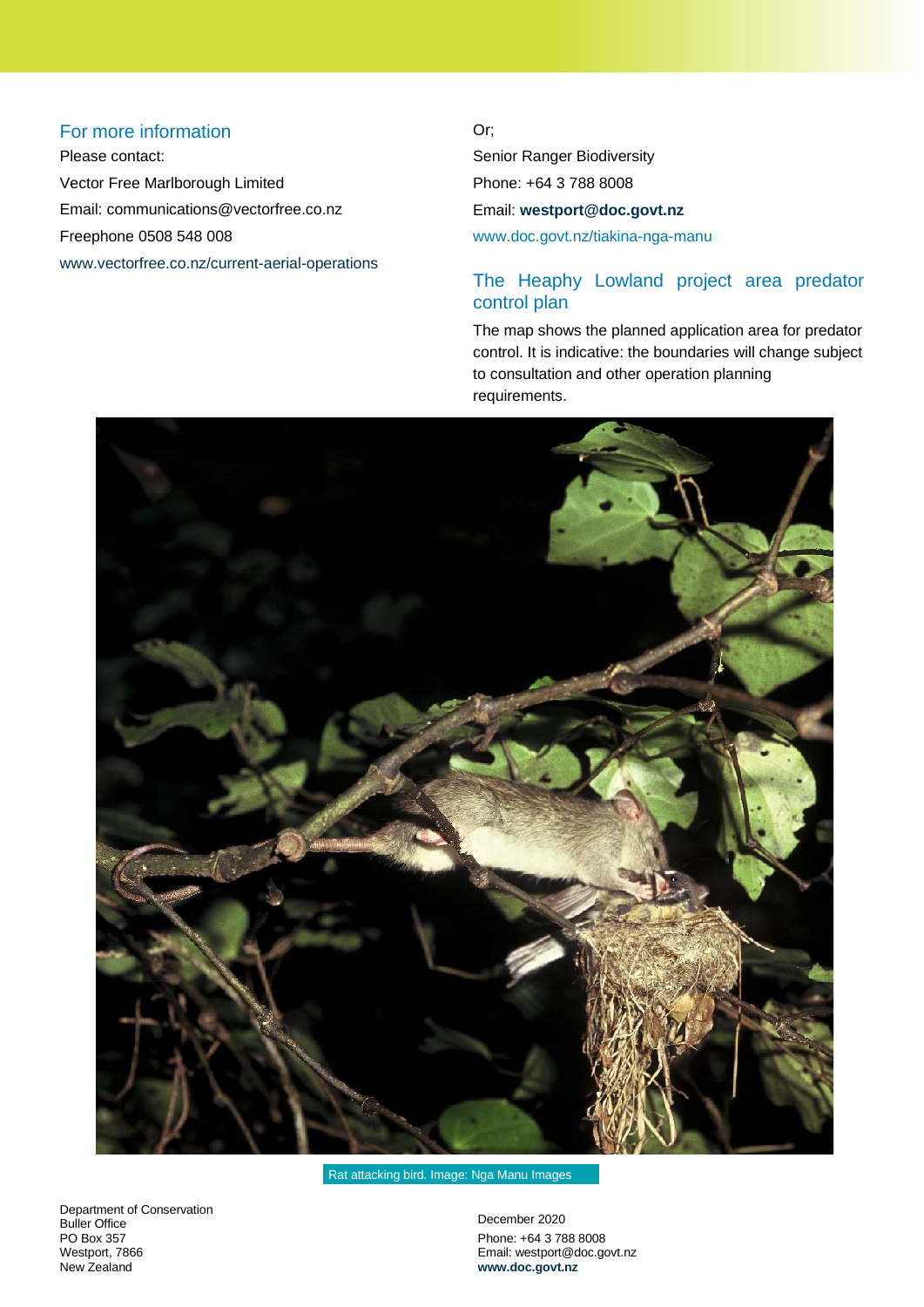## For more information

Please contact:

Vector Free Marlborough Limited

Email: communications@vectorfree.co.nz

Freephone 0508 548 008

www.vectorfree.co.nz/current-aerial-operations

Or;

Senior Ranger Biodiversity

Phone: +64 3 788 8008

Email: **westport@doc.govt.nz**

www.doc.govt.nz/tiakina-nga-manu

## The Heaphy Lowland project area predator control plan

The map shows the planned application area for predator control. It is indicative: the boundaries will change subject to consultation and other operation planning requirements.

Rat attacking bird. Image: Nga Manu Images

Department of Conservation
Buller Office
PO Box 357
Westport, 7866
New Zealand

December 2020
Phone: +64 3 788 8008
Email: westport@doc.govt.nz
**www.doc.govt.nz**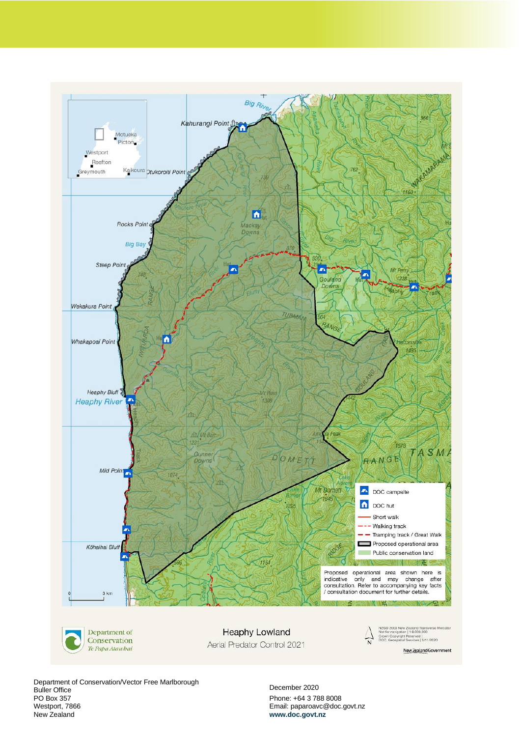DOC campsite

DOC hut

Short walk

Walking track

Tramping track / Great Walk

Proposed operational area

Public conservation land

Proposed operational area shown here is indicative only and may change after consultation. Refer to accompanying key facts / consultation document for further details.

Department of Conservation
Te Papa Atawhai

Heaphy Lowland
Aerial Predator Control 2021

NZGD 2000 New Zealand Transverse Mercator
Not for navigation | 1:8,000,000
Crown Copyright Reserved |
DOC, Geospatial Services | 3/11/2020

New Zealand Government

Department of Conservation/Vector Free Marlborough
Buller Office
PO Box 357
Westport, 7866
New Zealand

December 2020

Phone: +64 3 788 8008
Email: paparoavc@doc.govt.nz
**www.doc.govt.nz**